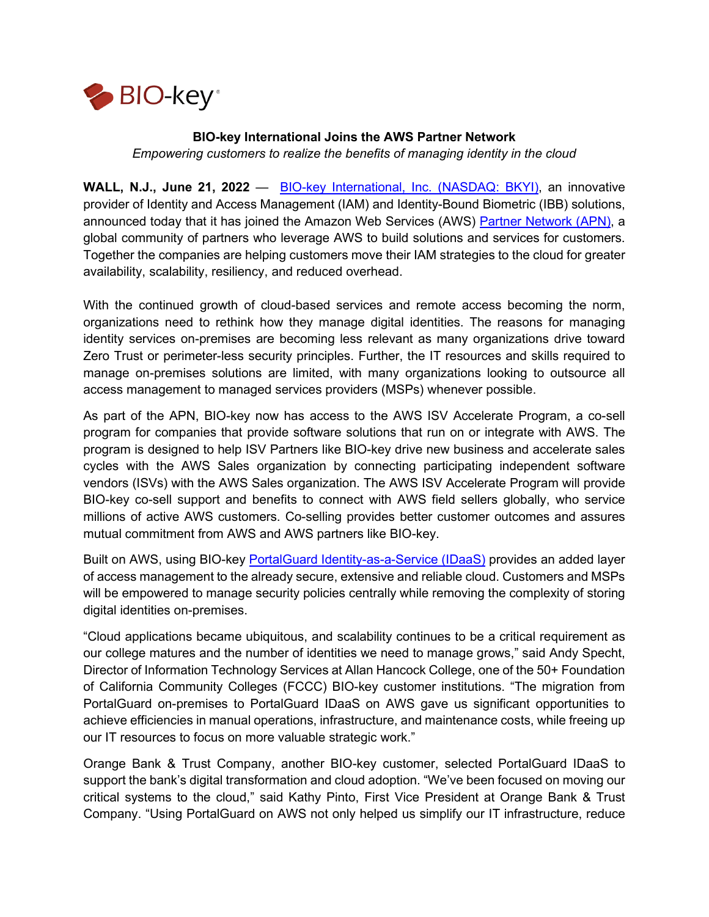BIO-key®

**BIO-key International Joins the AWS Partner Network**

*Empowering customers to realize the benefits of managing identity in the cloud*

**WALL, N.J., June 21, 2022** — BIO-key International, Inc. (NASDAQ: BKYI), an innovative provider of Identity and Access Management (IAM) and Identity-Bound Biometric (IBB) solutions, announced today that it has joined the Amazon Web Services (AWS) Partner Network (APN), a global community of partners who leverage AWS to build solutions and services for customers. Together the companies are helping customers move their IAM strategies to the cloud for greater availability, scalability, resiliency, and reduced overhead.

With the continued growth of cloud-based services and remote access becoming the norm, organizations need to rethink how they manage digital identities. The reasons for managing identity services on-premises are becoming less relevant as many organizations drive toward Zero Trust or perimeter-less security principles. Further, the IT resources and skills required to manage on-premises solutions are limited, with many organizations looking to outsource all access management to managed services providers (MSPs) whenever possible.

As part of the APN, BIO-key now has access to the AWS ISV Accelerate Program, a co-sell program for companies that provide software solutions that run on or integrate with AWS. The program is designed to help ISV Partners like BIO-key drive new business and accelerate sales cycles with the AWS Sales organization by connecting participating independent software vendors (ISVs) with the AWS Sales organization. The AWS ISV Accelerate Program will provide BIO-key co-sell support and benefits to connect with AWS field sellers globally, who service millions of active AWS customers. Co-selling provides better customer outcomes and assures mutual commitment from AWS and AWS partners like BIO-key.

Built on AWS, using BIO-key PortalGuard Identity-as-a-Service (IDaaS) provides an added layer of access management to the already secure, extensive and reliable cloud. Customers and MSPs will be empowered to manage security policies centrally while removing the complexity of storing digital identities on-premises.

"Cloud applications became ubiquitous, and scalability continues to be a critical requirement as our college matures and the number of identities we need to manage grows," said Andy Specht, Director of Information Technology Services at Allan Hancock College, one of the 50+ Foundation of California Community Colleges (FCCC) BIO-key customer institutions. "The migration from PortalGuard on-premises to PortalGuard IDaaS on AWS gave us significant opportunities to achieve efficiencies in manual operations, infrastructure, and maintenance costs, while freeing up our IT resources to focus on more valuable strategic work."

Orange Bank & Trust Company, another BIO-key customer, selected PortalGuard IDaaS to support the bank's digital transformation and cloud adoption. "We've been focused on moving our critical systems to the cloud," said Kathy Pinto, First Vice President at Orange Bank & Trust Company. "Using PortalGuard on AWS not only helped us simplify our IT infrastructure, reduce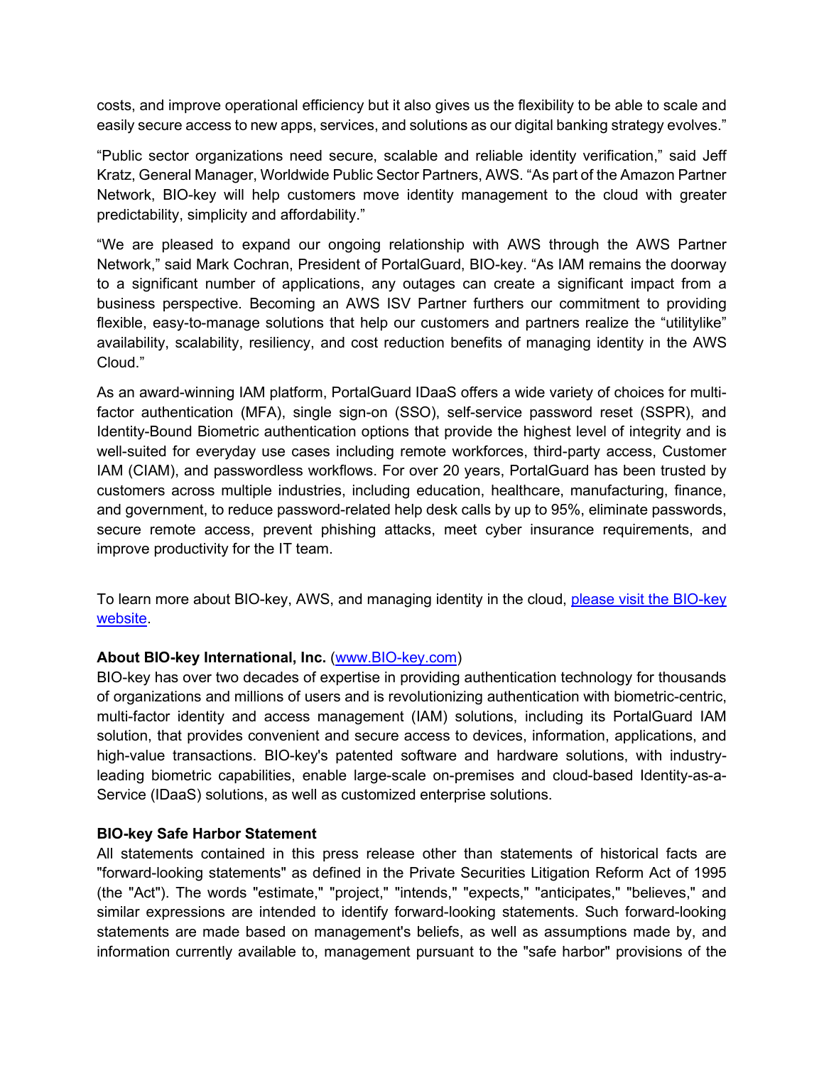costs, and improve operational efficiency but it also gives us the flexibility to be able to scale and easily secure access to new apps, services, and solutions as our digital banking strategy evolves."

"Public sector organizations need secure, scalable and reliable identity verification," said Jeff Kratz, General Manager, Worldwide Public Sector Partners, AWS. "As part of the Amazon Partner Network, BIO-key will help customers move identity management to the cloud with greater predictability, simplicity and affordability."

"We are pleased to expand our ongoing relationship with AWS through the AWS Partner Network," said Mark Cochran, President of PortalGuard, BIO-key. "As IAM remains the doorway to a significant number of applications, any outages can create a significant impact from a business perspective. Becoming an AWS ISV Partner furthers our commitment to providing flexible, easy-to-manage solutions that help our customers and partners realize the "utilitylike" availability, scalability, resiliency, and cost reduction benefits of managing identity in the AWS Cloud."

As an award-winning IAM platform, PortalGuard IDaaS offers a wide variety of choices for multi-factor authentication (MFA), single sign-on (SSO), self-service password reset (SSPR), and Identity-Bound Biometric authentication options that provide the highest level of integrity and is well-suited for everyday use cases including remote workforces, third-party access, Customer IAM (CIAM), and passwordless workflows. For over 20 years, PortalGuard has been trusted by customers across multiple industries, including education, healthcare, manufacturing, finance, and government, to reduce password-related help desk calls by up to 95%, eliminate passwords, secure remote access, prevent phishing attacks, meet cyber insurance requirements, and improve productivity for the IT team.

To learn more about BIO-key, AWS, and managing identity in the cloud, [please visit the BIO-key website](please visit the BIO-key website).

**About BIO-key International, Inc.** ([www.BIO-key.com](www.BIO-key.com))
BIO-key has over two decades of expertise in providing authentication technology for thousands of organizations and millions of users and is revolutionizing authentication with biometric-centric, multi-factor identity and access management (IAM) solutions, including its PortalGuard IAM solution, that provides convenient and secure access to devices, information, applications, and high-value transactions. BIO-key's patented software and hardware solutions, with industry-leading biometric capabilities, enable large-scale on-premises and cloud-based Identity-as-a-Service (IDaaS) solutions, as well as customized enterprise solutions.

**BIO-key Safe Harbor Statement**
All statements contained in this press release other than statements of historical facts are "forward-looking statements" as defined in the Private Securities Litigation Reform Act of 1995 (the "Act"). The words "estimate," "project," "intends," "expects," "anticipates," "believes," and similar expressions are intended to identify forward-looking statements. Such forward-looking statements are made based on management's beliefs, as well as assumptions made by, and information currently available to, management pursuant to the "safe harbor" provisions of the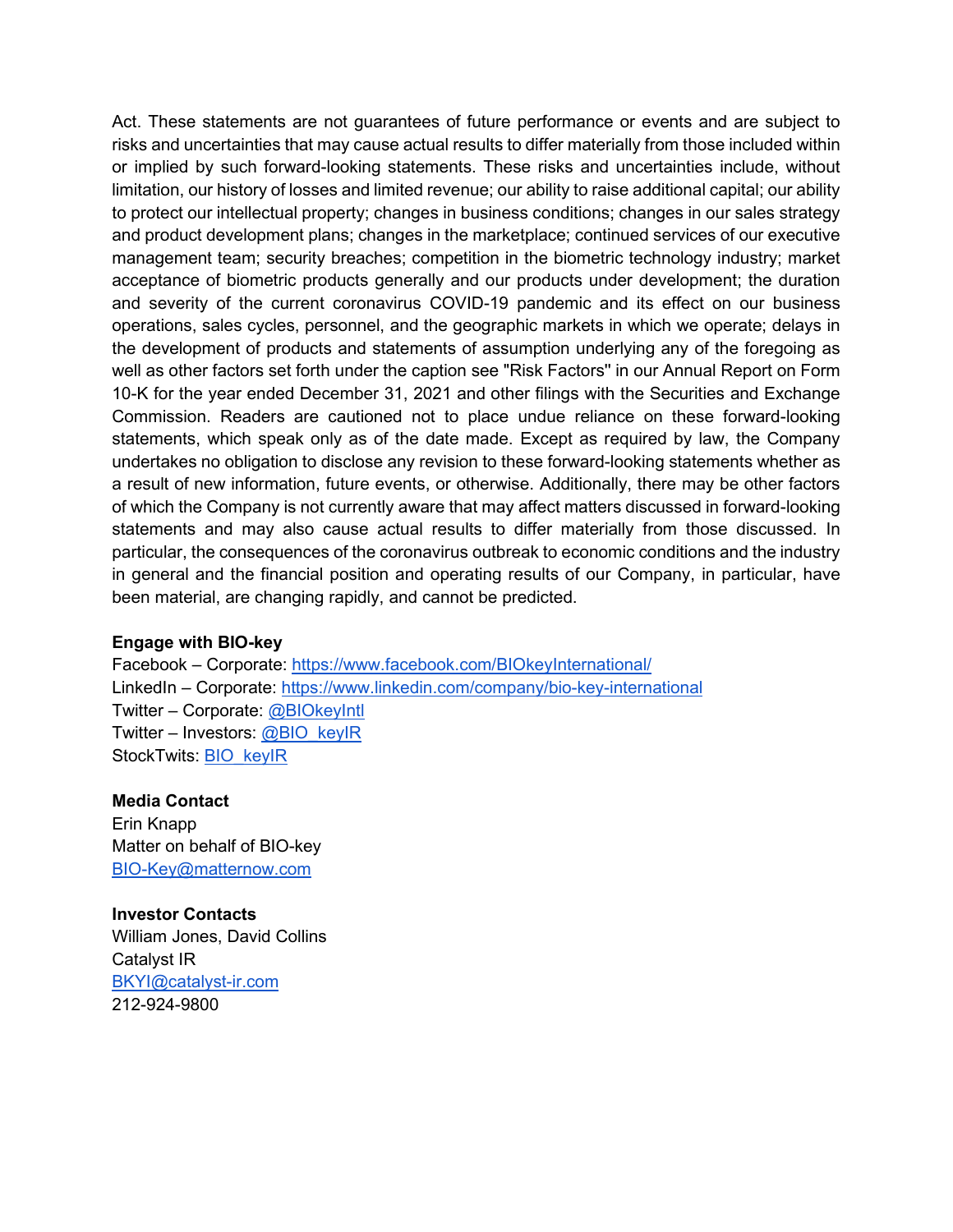Act. These statements are not guarantees of future performance or events and are subject to risks and uncertainties that may cause actual results to differ materially from those included within or implied by such forward-looking statements. These risks and uncertainties include, without limitation, our history of losses and limited revenue; our ability to raise additional capital; our ability to protect our intellectual property; changes in business conditions; changes in our sales strategy and product development plans; changes in the marketplace; continued services of our executive management team; security breaches; competition in the biometric technology industry; market acceptance of biometric products generally and our products under development; the duration and severity of the current coronavirus COVID-19 pandemic and its effect on our business operations, sales cycles, personnel, and the geographic markets in which we operate; delays in the development of products and statements of assumption underlying any of the foregoing as well as other factors set forth under the caption see "Risk Factors" in our Annual Report on Form 10-K for the year ended December 31, 2021 and other filings with the Securities and Exchange Commission. Readers are cautioned not to place undue reliance on these forward-looking statements, which speak only as of the date made. Except as required by law, the Company undertakes no obligation to disclose any revision to these forward-looking statements whether as a result of new information, future events, or otherwise. Additionally, there may be other factors of which the Company is not currently aware that may affect matters discussed in forward-looking statements and may also cause actual results to differ materially from those discussed. In particular, the consequences of the coronavirus outbreak to economic conditions and the industry in general and the financial position and operating results of our Company, in particular, have been material, are changing rapidly, and cannot be predicted.

**Engage with BIO-key**
Facebook – Corporate: https://www.facebook.com/BIOkeyInternational/
LinkedIn – Corporate: https://www.linkedin.com/company/bio-key-international
Twitter – Corporate: @BIOkeyIntl
Twitter – Investors: @BIO_keyIR
StockTwits: BIO_keyIR

**Media Contact**
Erin Knapp
Matter on behalf of BIO-key
BIO-Key@matternow.com

**Investor Contacts**
William Jones, David Collins
Catalyst IR
BKYI@catalyst-ir.com
212-924-9800